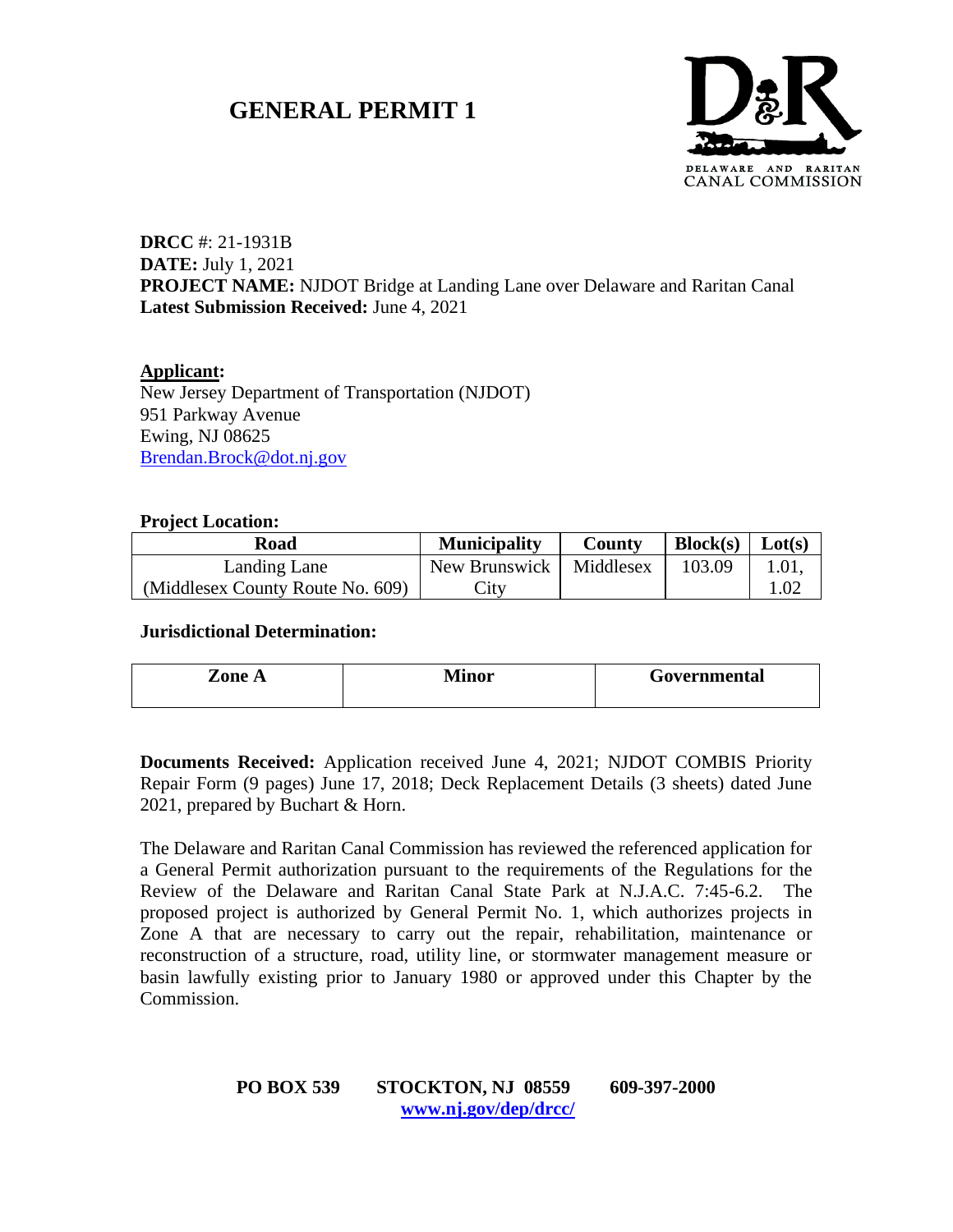# GENERAL PERMIT 1

**DRCC** #: 21-1931B
**DATE:** July 1, 2021
**PROJECT NAME:** NJDOT Bridge at Landing Lane over Delaware and Raritan Canal
**Latest Submission Received:** June 4, 2021

**Applicant:**
New Jersey Department of Transportation (NJDOT)
951 Parkway Avenue
Ewing, NJ 08625
Brendan.Brock@dot.nj.gov

**Project Location:**

| Road | Municipality | County | Block(s) | Lot(s) |
|---|---|---|---|---|
| Landing Lane (Middlesex County Route No. 609) | New Brunswick City | Middlesex | 103.09 | 1.01, 1.02 |

**Jurisdictional Determination:**

| Zone A | Minor | Governmental |
|---|---|---|

**Documents Received:** Application received June 4, 2021; NJDOT COMBIS Priority Repair Form (9 pages) June 17, 2018; Deck Replacement Details (3 sheets) dated June 2021, prepared by Buchart & Horn.

The Delaware and Raritan Canal Commission has reviewed the referenced application for a General Permit authorization pursuant to the requirements of the Regulations for the Review of the Delaware and Raritan Canal State Park at N.J.A.C. 7:45-6.2. The proposed project is authorized by General Permit No. 1, which authorizes projects in Zone A that are necessary to carry out the repair, rehabilitation, maintenance or reconstruction of a structure, road, utility line, or stormwater management measure or basin lawfully existing prior to January 1980 or approved under this Chapter by the Commission.

**PO BOX 539 STOCKTON, NJ 08559 609-397-2000**
**www.nj.gov/dep/drcc/**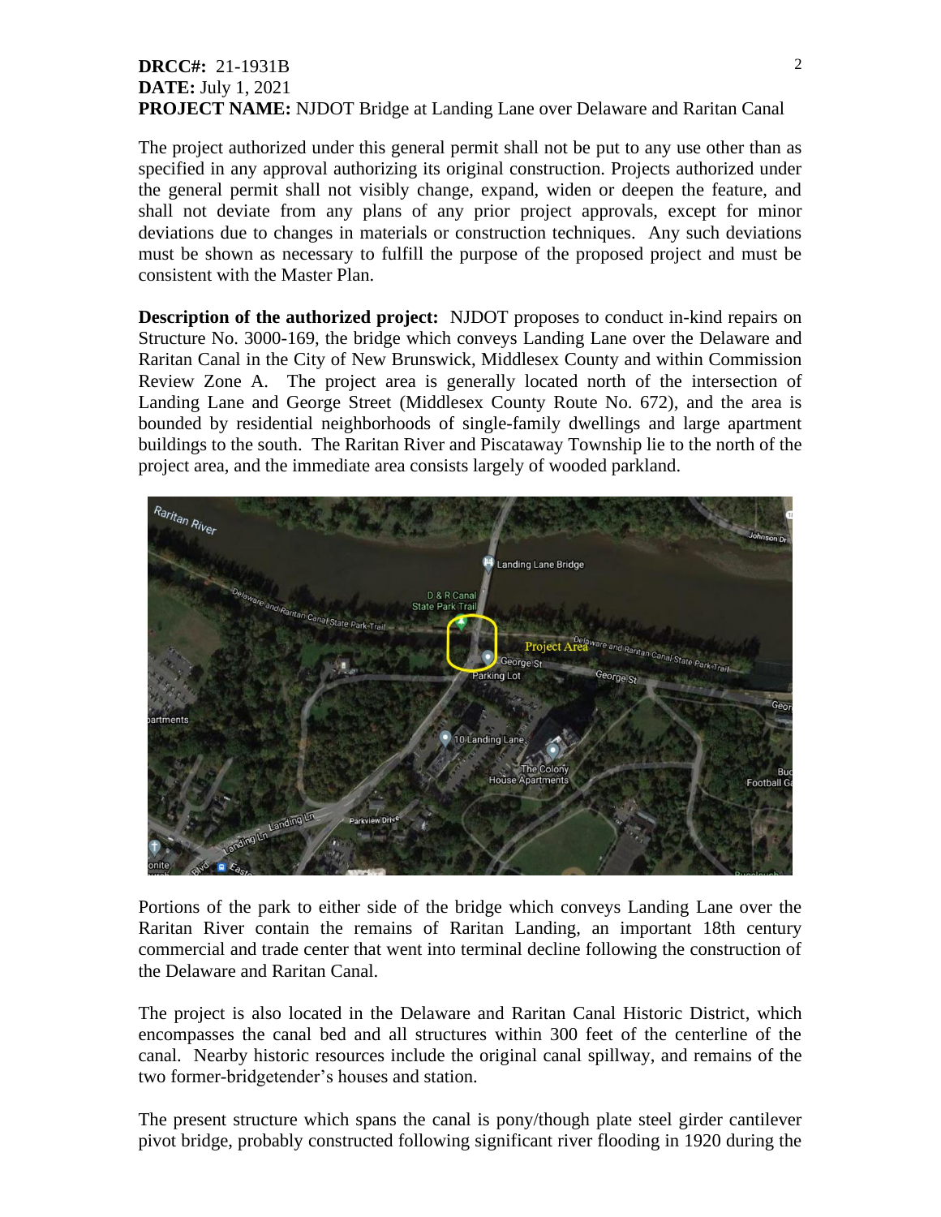**DRCC#:** 21-1931B
**DATE:** July 1, 2021
**PROJECT NAME:** NJDOT Bridge at Landing Lane over Delaware and Raritan Canal

The project authorized under this general permit shall not be put to any use other than as specified in any approval authorizing its original construction. Projects authorized under the general permit shall not visibly change, expand, widen or deepen the feature, and shall not deviate from any plans of any prior project approvals, except for minor deviations due to changes in materials or construction techniques. Any such deviations must be shown as necessary to fulfill the purpose of the proposed project and must be consistent with the Master Plan.

**Description of the authorized project:** NJDOT proposes to conduct in-kind repairs on Structure No. 3000-169, the bridge which conveys Landing Lane over the Delaware and Raritan Canal in the City of New Brunswick, Middlesex County and within Commission Review Zone A. The project area is generally located north of the intersection of Landing Lane and George Street (Middlesex County Route No. 672), and the area is bounded by residential neighborhoods of single-family dwellings and large apartment buildings to the south. The Raritan River and Piscataway Township lie to the north of the project area, and the immediate area consists largely of wooded parkland.

Portions of the park to either side of the bridge which conveys Landing Lane over the Raritan River contain the remains of Raritan Landing, an important 18th century commercial and trade center that went into terminal decline following the construction of the Delaware and Raritan Canal.

The project is also located in the Delaware and Raritan Canal Historic District, which encompasses the canal bed and all structures within 300 feet of the centerline of the canal. Nearby historic resources include the original canal spillway, and remains of the two former-bridgetender's houses and station.

The present structure which spans the canal is pony/though plate steel girder cantilever pivot bridge, probably constructed following significant river flooding in 1920 during the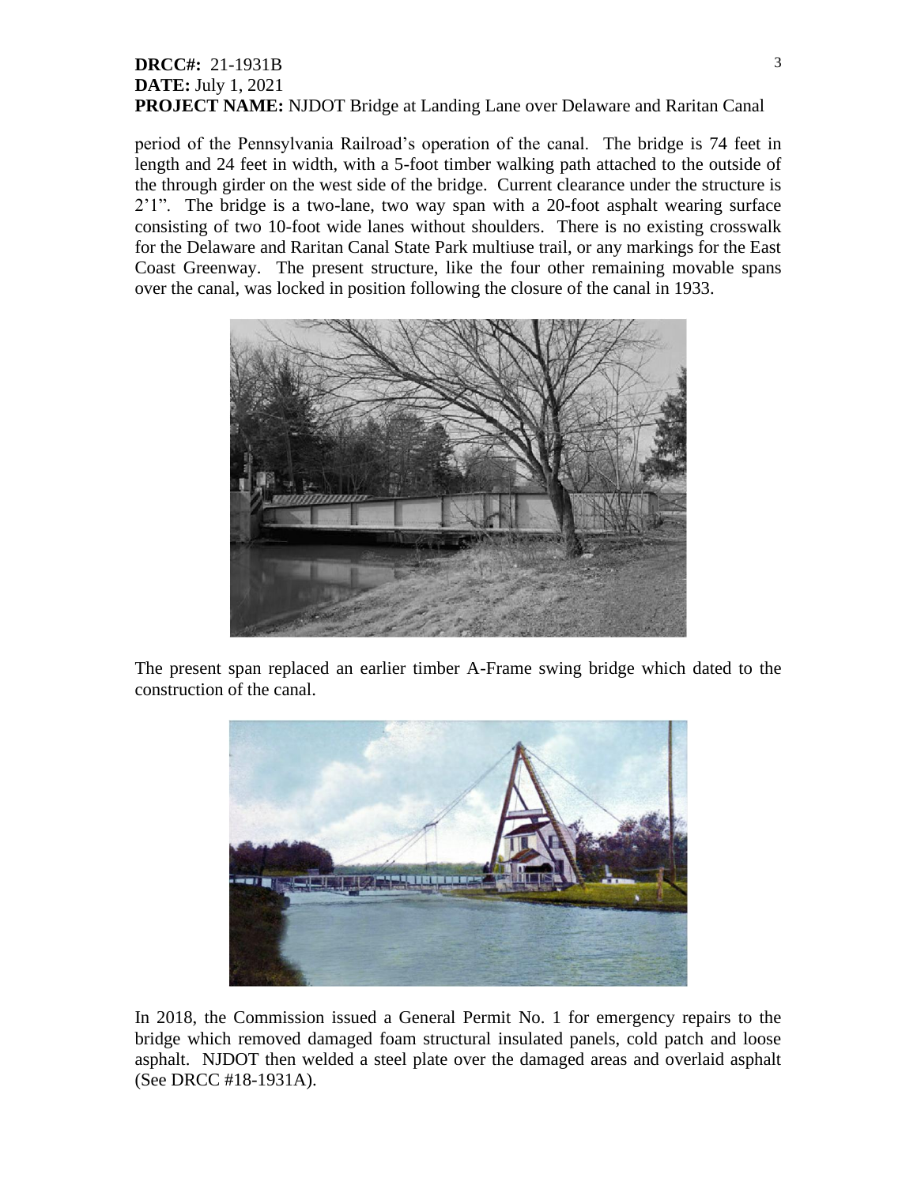period of the Pennsylvania Railroad's operation of the canal. The bridge is 74 feet in length and 24 feet in width, with a 5-foot timber walking path attached to the outside of the through girder on the west side of the bridge. Current clearance under the structure is 2'1". The bridge is a two-lane, two way span with a 20-foot asphalt wearing surface consisting of two 10-foot wide lanes without shoulders. There is no existing crosswalk for the Delaware and Raritan Canal State Park multiuse trail, or any markings for the East Coast Greenway. The present structure, like the four other remaining movable spans over the canal, was locked in position following the closure of the canal in 1933.

The present span replaced an earlier timber A-Frame swing bridge which dated to the construction of the canal.

In 2018, the Commission issued a General Permit No. 1 for emergency repairs to the bridge which removed damaged foam structural insulated panels, cold patch and loose asphalt. NJDOT then welded a steel plate over the damaged areas and overlaid asphalt (See DRCC #18-1931A).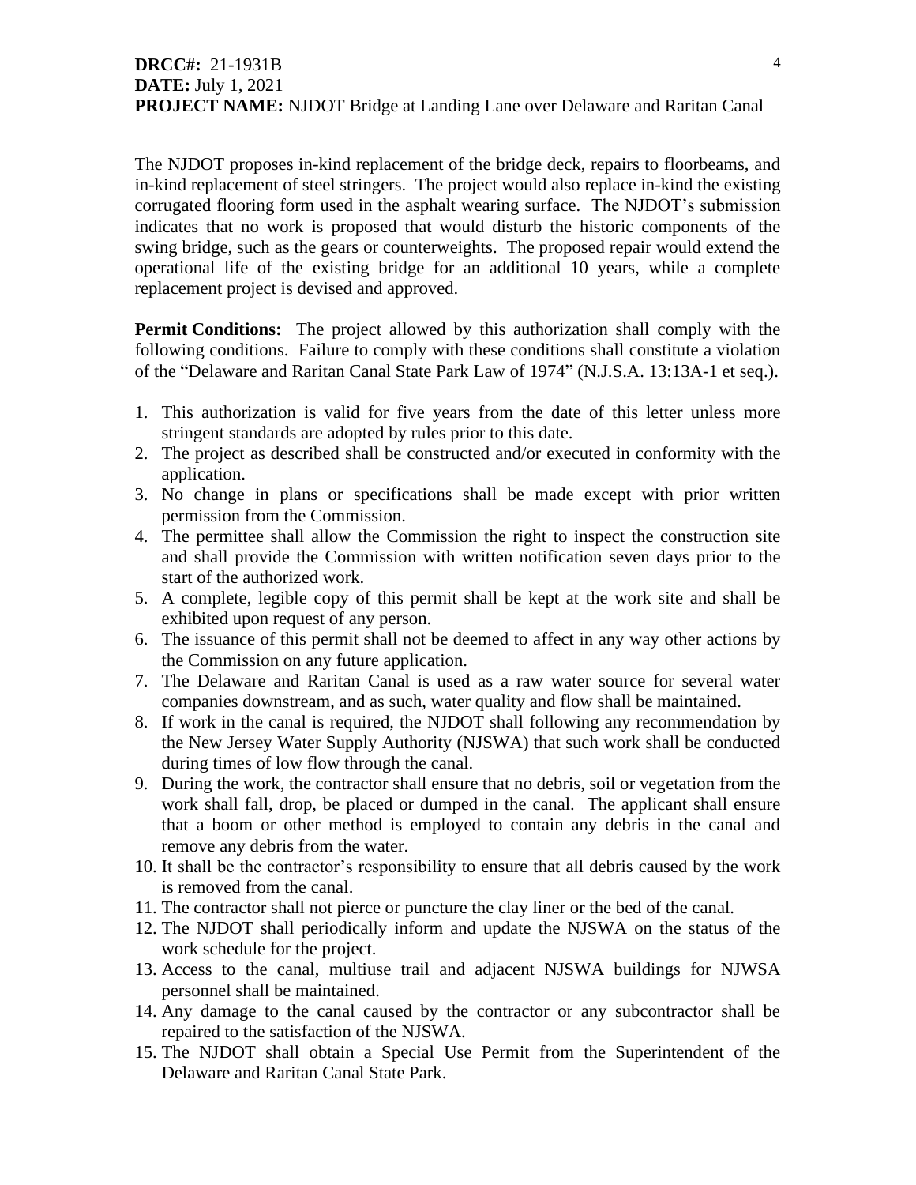**DRCC#:** 21-1931B
**DATE:** July 1, 2021
**PROJECT NAME:** NJDOT Bridge at Landing Lane over Delaware and Raritan Canal

The NJDOT proposes in-kind replacement of the bridge deck, repairs to floorbeams, and in-kind replacement of steel stringers. The project would also replace in-kind the existing corrugated flooring form used in the asphalt wearing surface. The NJDOT's submission indicates that no work is proposed that would disturb the historic components of the swing bridge, such as the gears or counterweights. The proposed repair would extend the operational life of the existing bridge for an additional 10 years, while a complete replacement project is devised and approved.

**Permit Conditions:** The project allowed by this authorization shall comply with the following conditions. Failure to comply with these conditions shall constitute a violation of the "Delaware and Raritan Canal State Park Law of 1974" (N.J.S.A. 13:13A-1 et seq.).

1. This authorization is valid for five years from the date of this letter unless more stringent standards are adopted by rules prior to this date.
2. The project as described shall be constructed and/or executed in conformity with the application.
3. No change in plans or specifications shall be made except with prior written permission from the Commission.
4. The permittee shall allow the Commission the right to inspect the construction site and shall provide the Commission with written notification seven days prior to the start of the authorized work.
5. A complete, legible copy of this permit shall be kept at the work site and shall be exhibited upon request of any person.
6. The issuance of this permit shall not be deemed to affect in any way other actions by the Commission on any future application.
7. The Delaware and Raritan Canal is used as a raw water source for several water companies downstream, and as such, water quality and flow shall be maintained.
8. If work in the canal is required, the NJDOT shall following any recommendation by the New Jersey Water Supply Authority (NJSWA) that such work shall be conducted during times of low flow through the canal.
9. During the work, the contractor shall ensure that no debris, soil or vegetation from the work shall fall, drop, be placed or dumped in the canal. The applicant shall ensure that a boom or other method is employed to contain any debris in the canal and remove any debris from the water.
10. It shall be the contractor's responsibility to ensure that all debris caused by the work is removed from the canal.
11. The contractor shall not pierce or puncture the clay liner or the bed of the canal.
12. The NJDOT shall periodically inform and update the NJSWA on the status of the work schedule for the project.
13. Access to the canal, multiuse trail and adjacent NJSWA buildings for NJWSA personnel shall be maintained.
14. Any damage to the canal caused by the contractor or any subcontractor shall be repaired to the satisfaction of the NJSWA.
15. The NJDOT shall obtain a Special Use Permit from the Superintendent of the Delaware and Raritan Canal State Park.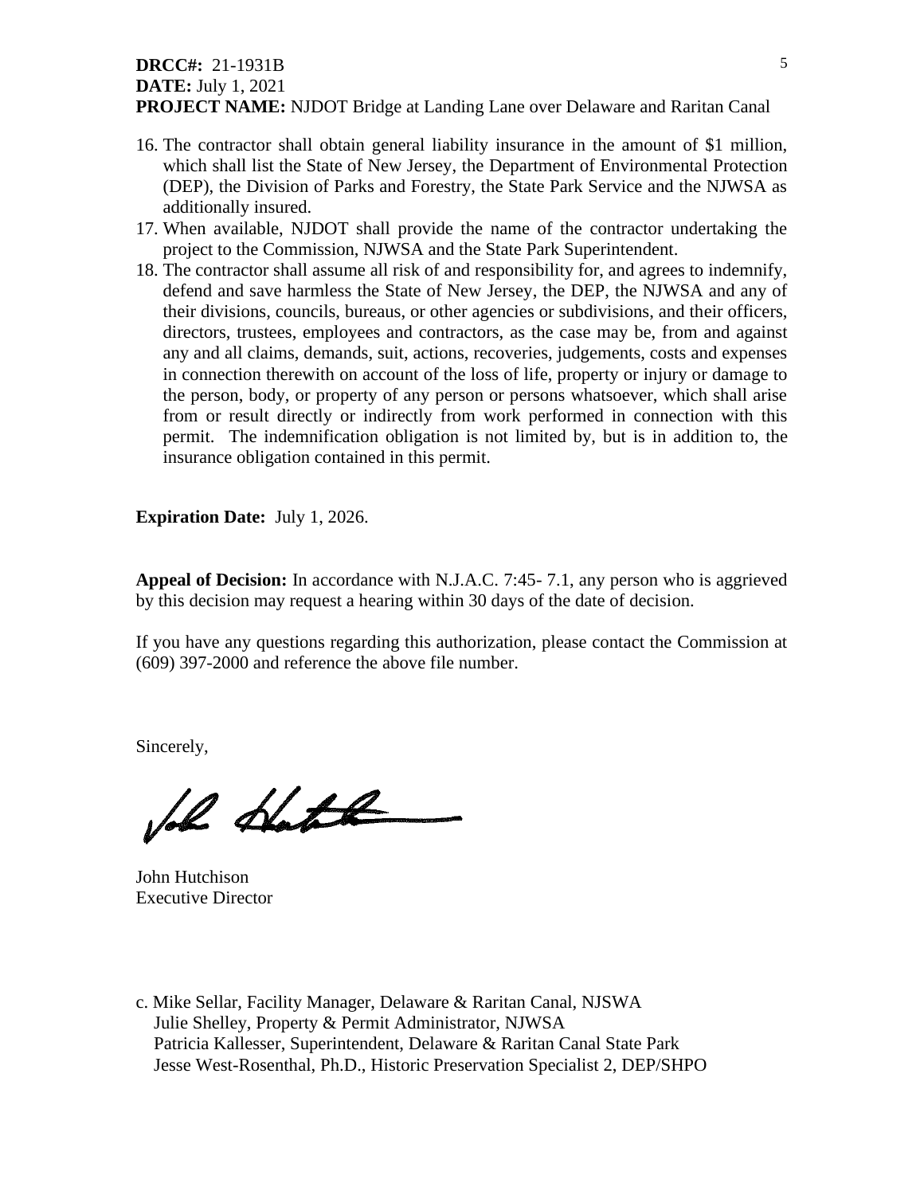**DRCC#:** 21-1931B
**DATE:** July 1, 2021
**PROJECT NAME:** NJDOT Bridge at Landing Lane over Delaware and Raritan Canal

16. The contractor shall obtain general liability insurance in the amount of $1 million, which shall list the State of New Jersey, the Department of Environmental Protection (DEP), the Division of Parks and Forestry, the State Park Service and the NJWSA as additionally insured.
17. When available, NJDOT shall provide the name of the contractor undertaking the project to the Commission, NJWSA and the State Park Superintendent.
18. The contractor shall assume all risk of and responsibility for, and agrees to indemnify, defend and save harmless the State of New Jersey, the DEP, the NJWSA and any of their divisions, councils, bureaus, or other agencies or subdivisions, and their officers, directors, trustees, employees and contractors, as the case may be, from and against any and all claims, demands, suit, actions, recoveries, judgements, costs and expenses in connection therewith on account of the loss of life, property or injury or damage to the person, body, or property of any person or persons whatsoever, which shall arise from or result directly or indirectly from work performed in connection with this permit. The indemnification obligation is not limited by, but is in addition to, the insurance obligation contained in this permit.

**Expiration Date:** July 1, 2026.

**Appeal of Decision:** In accordance with N.J.A.C. 7:45- 7.1, any person who is aggrieved by this decision may request a hearing within 30 days of the date of decision.

If you have any questions regarding this authorization, please contact the Commission at (609) 397-2000 and reference the above file number.

Sincerely,

John Hutchison
Executive Director

c. Mike Sellar, Facility Manager, Delaware & Raritan Canal, NJSWA
Julie Shelley, Property & Permit Administrator, NJWSA
Patricia Kallesser, Superintendent, Delaware & Raritan Canal State Park
Jesse West-Rosenthal, Ph.D., Historic Preservation Specialist 2, DEP/SHPO